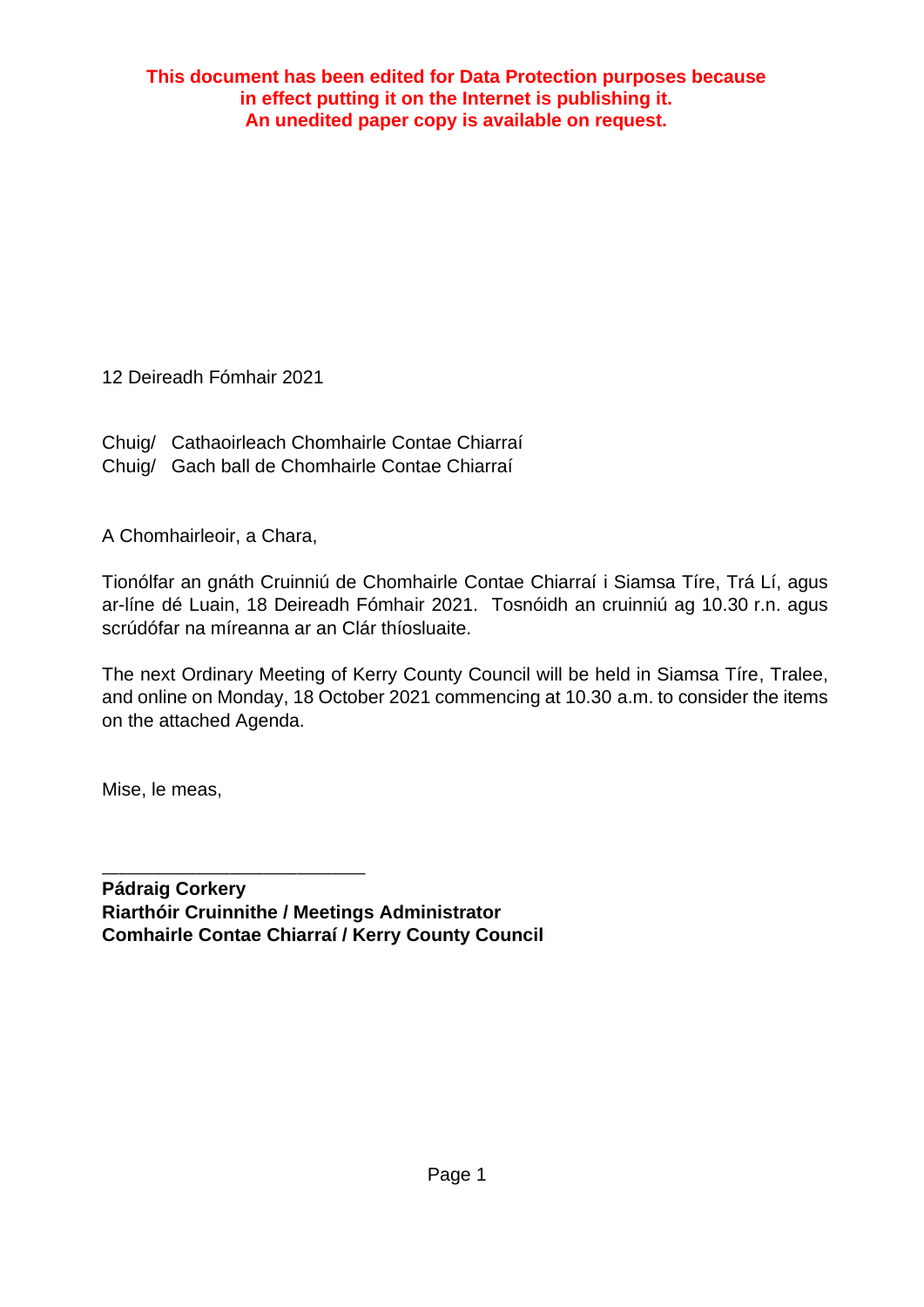**This document has been edited for Data Protection purposes because in effect putting it on the Internet is publishing it. An unedited paper copy is available on request.**

12 Deireadh Fómhair 2021

Chuig/ Cathaoirleach Chomhairle Contae Chiarraí
Chuig/ Gach ball de Chomhairle Contae Chiarraí

A Chomhairleoir, a Chara,

Tionólfar an gnáth Cruinniú de Chomhairle Contae Chiarraí i Siamsa Tíre, Trá Lí, agus ar-líne dé Luain, 18 Deireadh Fómhair 2021. Tosnóidh an cruinniú ag 10.30 r.n. agus scrúdófar na míreanna ar an Clár thíosluaite.

The next Ordinary Meeting of Kerry County Council will be held in Siamsa Tíre, Tralee, and online on Monday, 18 October 2021 commencing at 10.30 a.m. to consider the items on the attached Agenda.

Mise, le meas,

\_\_\_\_\_\_\_\_\_\_\_\_\_\_\_\_\_\_\_\_\_\_\_\_\_\_

**Pádraig Corkery**
**Riarthóir Cruinnithe / Meetings Administrator**
**Comhairle Contae Chiarraí / Kerry County Council**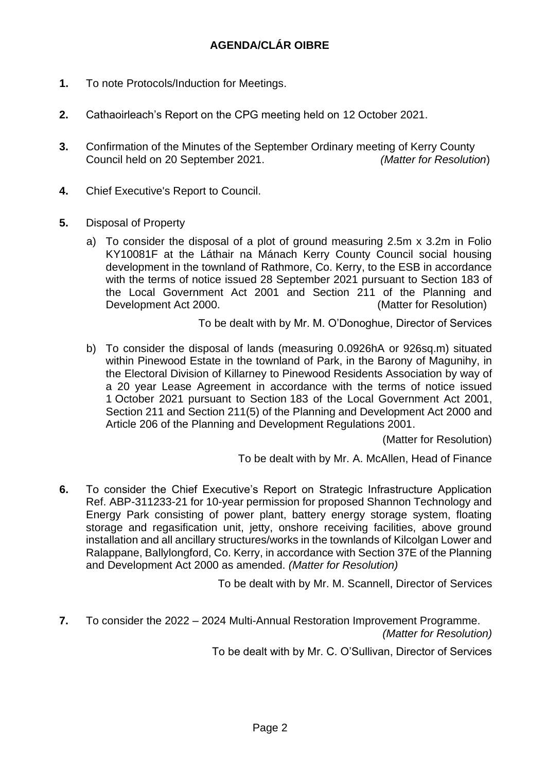# AGENDA/CLÁR OIBRE

**1.** To note Protocols/Induction for Meetings.

**2.** Cathaoirleach's Report on the CPG meeting held on 12 October 2021.

**3.** Confirmation of the Minutes of the September Ordinary meeting of Kerry County Council held on 20 September 2021. *(Matter for Resolution*)

**4.** Chief Executive's Report to Council.

**5.** Disposal of Property

a) To consider the disposal of a plot of ground measuring 2.5m x 3.2m in Folio KY10081F at the Láthair na Mánach Kerry County Council social housing development in the townland of Rathmore, Co. Kerry, to the ESB in accordance with the terms of notice issued 28 September 2021 pursuant to Section 183 of the Local Government Act 2001 and Section 211 of the Planning and Development Act 2000. (Matter for Resolution)

To be dealt with by Mr. M. O'Donoghue, Director of Services

b) To consider the disposal of lands (measuring 0.0926hA or 926sq.m) situated within Pinewood Estate in the townland of Park, in the Barony of Magunihy, in the Electoral Division of Killarney to Pinewood Residents Association by way of a 20 year Lease Agreement in accordance with the terms of notice issued 1 October 2021 pursuant to Section 183 of the Local Government Act 2001, Section 211 and Section 211(5) of the Planning and Development Act 2000 and Article 206 of the Planning and Development Regulations 2001.

(Matter for Resolution)

To be dealt with by Mr. A. McAllen, Head of Finance

**6.** To consider the Chief Executive's Report on Strategic Infrastructure Application Ref. ABP-311233-21 for 10-year permission for proposed Shannon Technology and Energy Park consisting of power plant, battery energy storage system, floating storage and regasification unit, jetty, onshore receiving facilities, above ground installation and all ancillary structures/works in the townlands of Kilcolgan Lower and Ralappane, Ballylongford, Co. Kerry, in accordance with Section 37E of the Planning and Development Act 2000 as amended. *(Matter for Resolution)*

To be dealt with by Mr. M. Scannell, Director of Services

**7.** To consider the 2022 – 2024 Multi-Annual Restoration Improvement Programme. *(Matter for Resolution)*

To be dealt with by Mr. C. O'Sullivan, Director of Services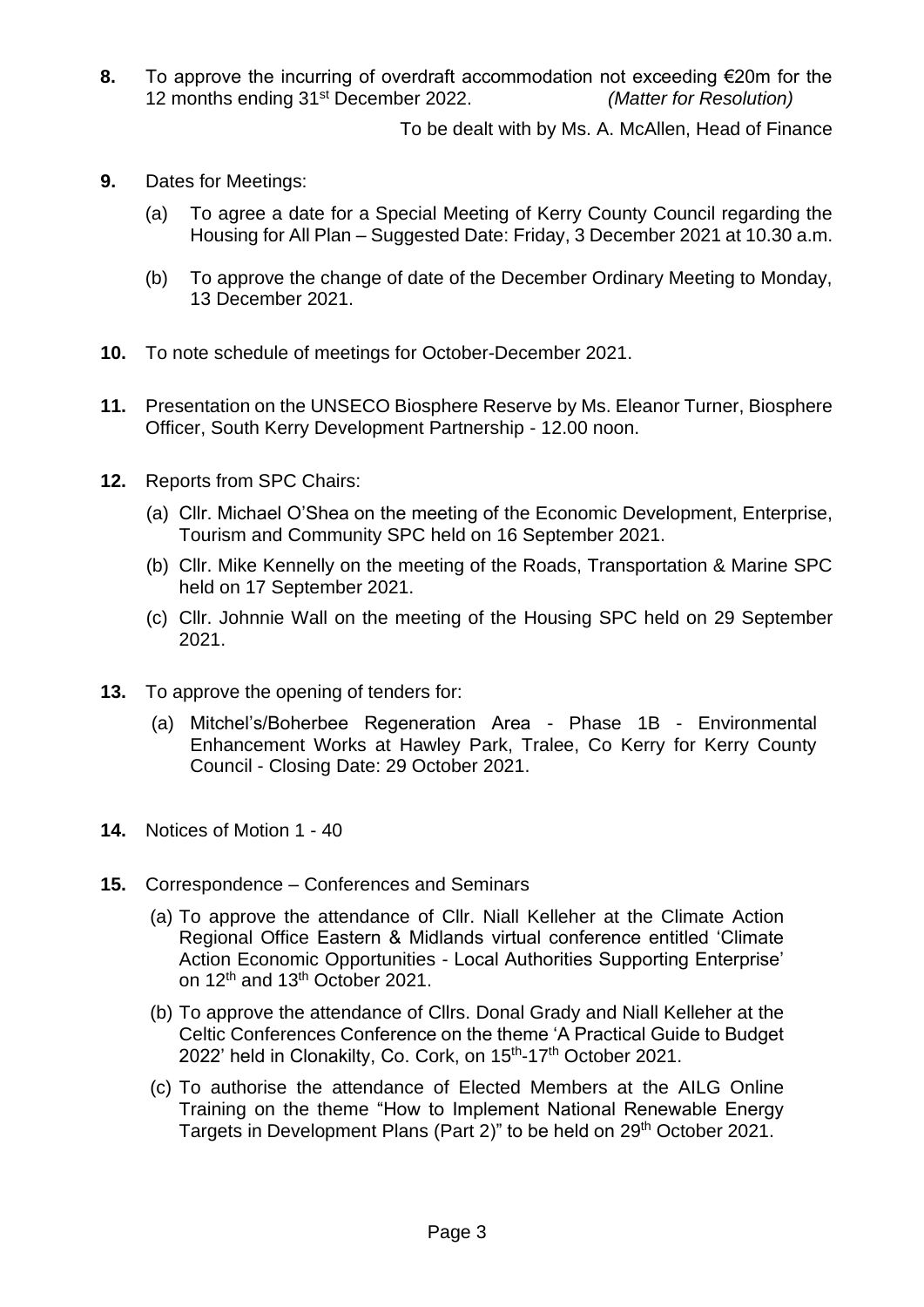**8.** To approve the incurring of overdraft accommodation not exceeding €20m for the 12 months ending 31st December 2022. *(Matter for Resolution)*

To be dealt with by Ms. A. McAllen, Head of Finance

**9.** Dates for Meetings:

(a) To agree a date for a Special Meeting of Kerry County Council regarding the Housing for All Plan – Suggested Date: Friday, 3 December 2021 at 10.30 a.m.

(b) To approve the change of date of the December Ordinary Meeting to Monday, 13 December 2021.

**10.** To note schedule of meetings for October-December 2021.

**11.** Presentation on the UNSECO Biosphere Reserve by Ms. Eleanor Turner, Biosphere Officer, South Kerry Development Partnership - 12.00 noon.

**12.** Reports from SPC Chairs:

(a) Cllr. Michael O'Shea on the meeting of the Economic Development, Enterprise, Tourism and Community SPC held on 16 September 2021.

(b) Cllr. Mike Kennelly on the meeting of the Roads, Transportation & Marine SPC held on 17 September 2021.

(c) Cllr. Johnnie Wall on the meeting of the Housing SPC held on 29 September 2021.

**13.** To approve the opening of tenders for:

(a) Mitchel's/Boherbee Regeneration Area - Phase 1B - Environmental Enhancement Works at Hawley Park, Tralee, Co Kerry for Kerry County Council - Closing Date: 29 October 2021.

**14.** Notices of Motion 1 - 40

**15.** Correspondence – Conferences and Seminars

(a) To approve the attendance of Cllr. Niall Kelleher at the Climate Action Regional Office Eastern & Midlands virtual conference entitled 'Climate Action Economic Opportunities - Local Authorities Supporting Enterprise' on 12th and 13th October 2021.

(b) To approve the attendance of Cllrs. Donal Grady and Niall Kelleher at the Celtic Conferences Conference on the theme 'A Practical Guide to Budget 2022' held in Clonakilty, Co. Cork, on 15th-17th October 2021.

(c) To authorise the attendance of Elected Members at the AILG Online Training on the theme "How to Implement National Renewable Energy Targets in Development Plans (Part 2)" to be held on 29th October 2021.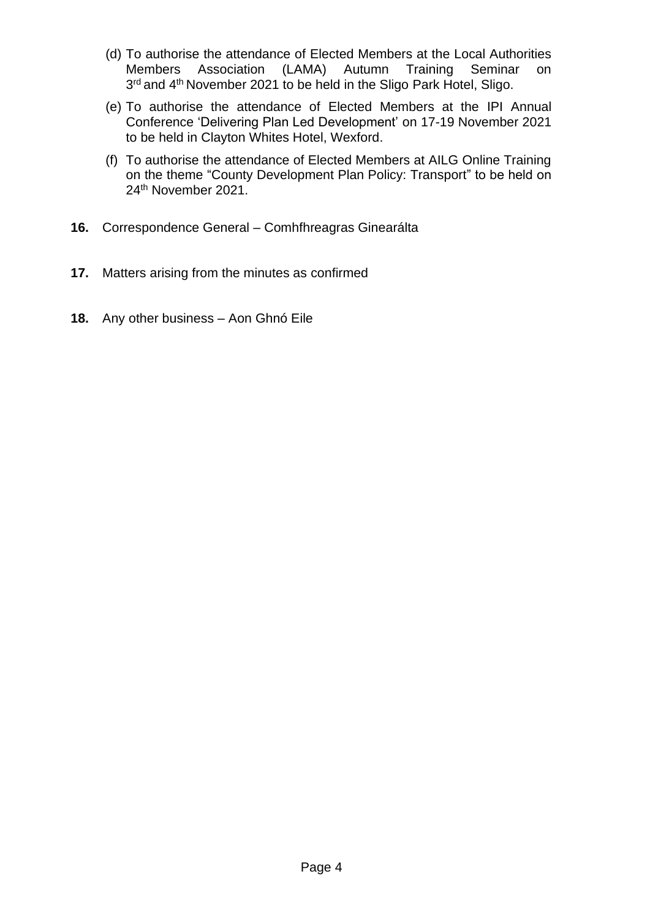(d) To authorise the attendance of Elected Members at the Local Authorities Members Association (LAMA) Autumn Training Seminar on 3rd and 4th November 2021 to be held in the Sligo Park Hotel, Sligo.

(e) To authorise the attendance of Elected Members at the IPI Annual Conference 'Delivering Plan Led Development' on 17-19 November 2021 to be held in Clayton Whites Hotel, Wexford.

(f) To authorise the attendance of Elected Members at AILG Online Training on the theme "County Development Plan Policy: Transport" to be held on 24th November 2021.

**16.** Correspondence General – Comhfhreagras Ginearálta

**17.** Matters arising from the minutes as confirmed

**18.** Any other business – Aon Ghnó Eile